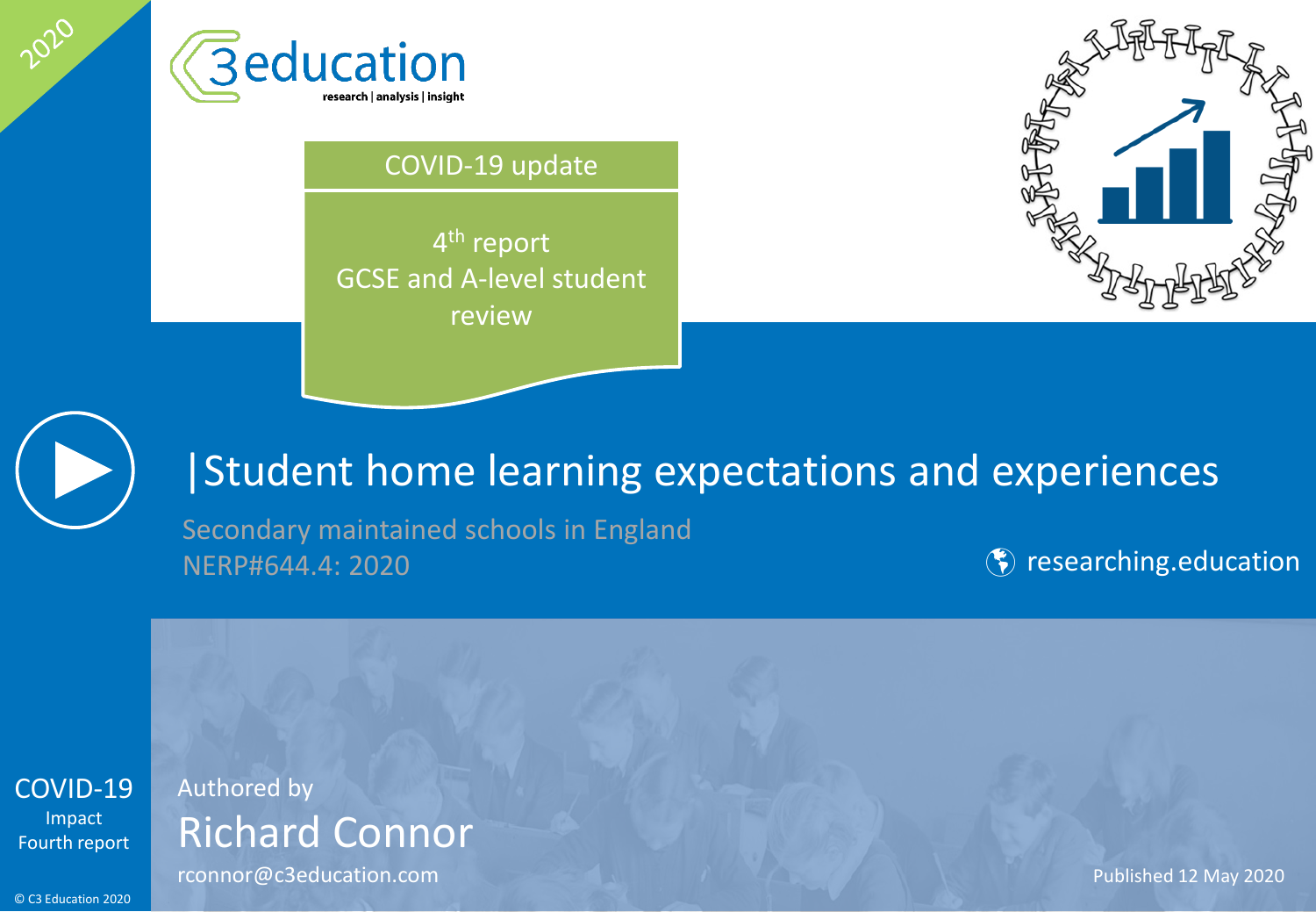2020

C3education

research | analysis | insight

COVID-19 update

4th report
GCSE and A-level student review

# Student home learning expectations and experiences

Secondary maintained schools in England
NERP#644.4: 2020

researching.education

COVID-19
Impact
Fourth report

Authored by

Richard Connor

rconnor@c3education.com

Published 12 May 2020

© C3 Education 2020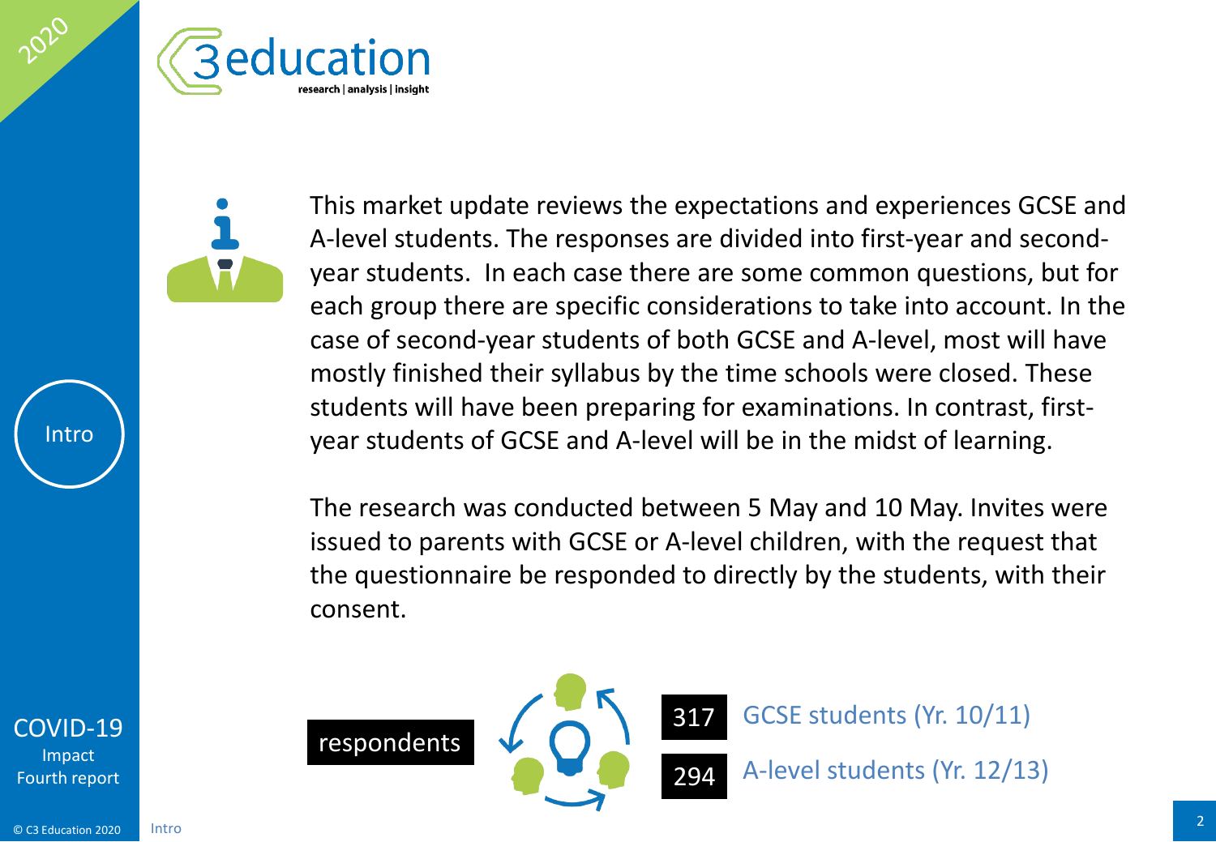This market update reviews the expectations and experiences GCSE and A-level students. The responses are divided into first-year and second-year students. In each case there are some common questions, but for each group there are specific considerations to take into account. In the case of second-year students of both GCSE and A-level, most will have mostly finished their syllabus by the time schools were closed. These students will have been preparing for examinations. In contrast, first-year students of GCSE and A-level will be in the midst of learning.

The research was conducted between 5 May and 10 May. Invites were issued to parents with GCSE or A-level children, with the request that the questionnaire be responded to directly by the students, with their consent.

**respondents**

- **317** GCSE students (Yr. 10/11)
- **294** A-level students (Yr. 12/13)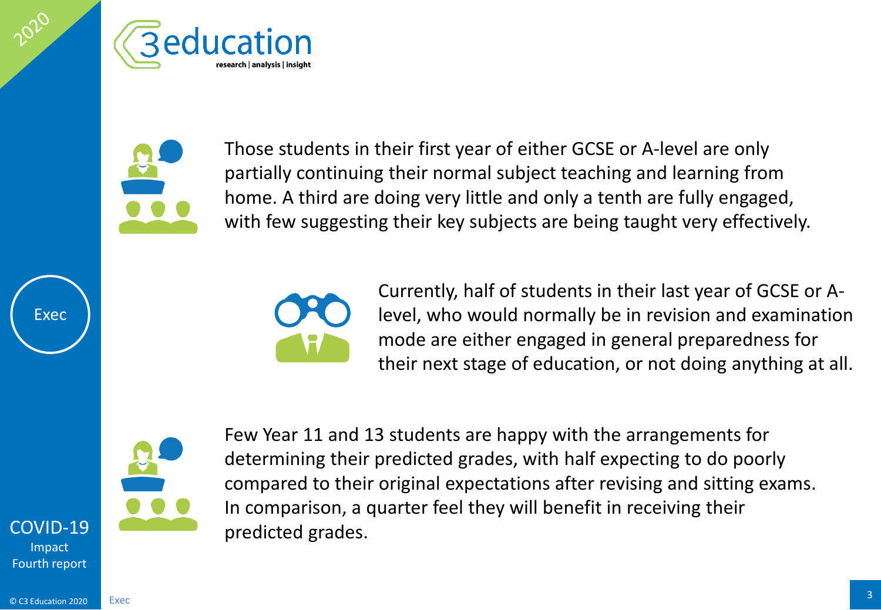Those students in their first year of either GCSE or A-level are only partially continuing their normal subject teaching and learning from home. A third are doing very little and only a tenth are fully engaged, with few suggesting their key subjects are being taught very effectively.

Currently, half of students in their last year of GCSE or A-level, who would normally be in revision and examination mode are either engaged in general preparedness for their next stage of education, or not doing anything at all.

Few Year 11 and 13 students are happy with the arrangements for determining their predicted grades, with half expecting to do poorly compared to their original expectations after revising and sitting exams. In comparison, a quarter feel they will benefit in receiving their predicted grades.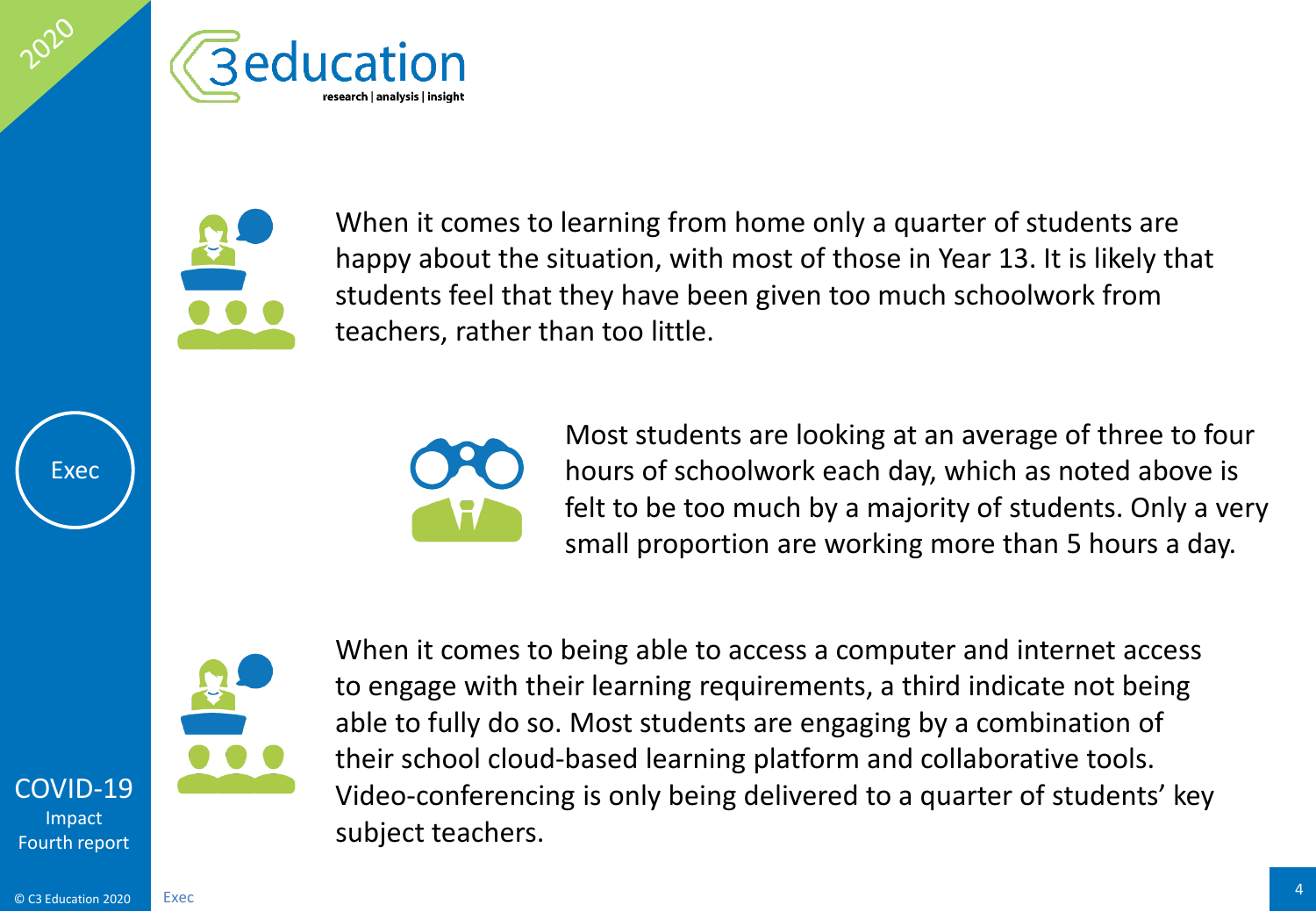When it comes to learning from home only a quarter of students are happy about the situation, with most of those in Year 13. It is likely that students feel that they have been given too much schoolwork from teachers, rather than too little.

Most students are looking at an average of three to four hours of schoolwork each day, which as noted above is felt to be too much by a majority of students. Only a very small proportion are working more than 5 hours a day.

When it comes to being able to access a computer and internet access to engage with their learning requirements, a third indicate not being able to fully do so. Most students are engaging by a combination of their school cloud-based learning platform and collaborative tools. Video-conferencing is only being delivered to a quarter of students' key subject teachers.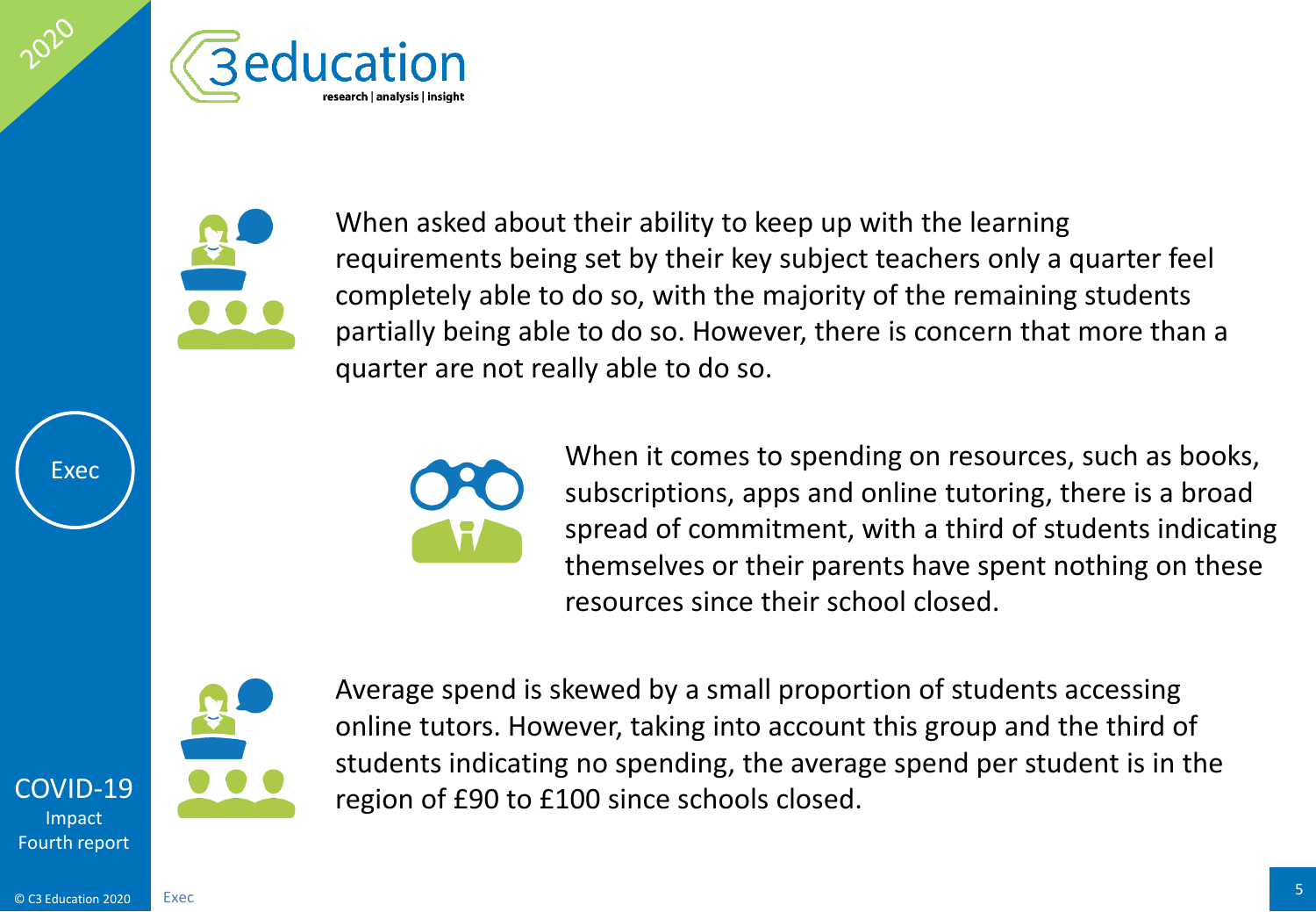When asked about their ability to keep up with the learning requirements being set by their key subject teachers only a quarter feel completely able to do so, with the majority of the remaining students partially being able to do so. However, there is concern that more than a quarter are not really able to do so.

When it comes to spending on resources, such as books, subscriptions, apps and online tutoring, there is a broad spread of commitment, with a third of students indicating themselves or their parents have spent nothing on these resources since their school closed.

Average spend is skewed by a small proportion of students accessing online tutors. However, taking into account this group and the third of students indicating no spending, the average spend per student is in the region of £90 to £100 since schools closed.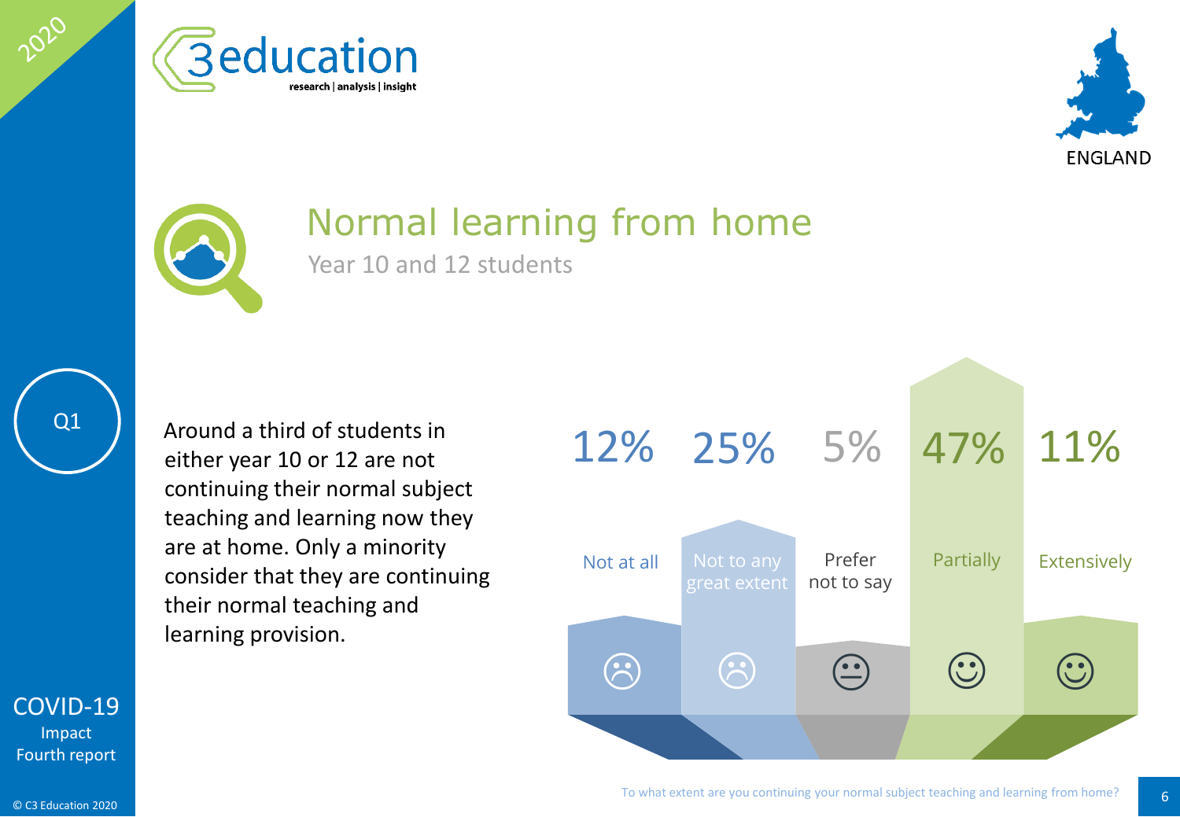# Normal learning from home

Year 10 and 12 students

Q1

Around a third of students in either year 10 or 12 are not continuing their normal subject teaching and learning now they are at home. Only a minority consider that they are continuing their normal teaching and learning provision.

| Not at all | Not to any great extent | Prefer not to say | Partially | Extensively |
| --- | --- | --- | --- | --- |
| 12% | 25% | 5% | 47% | 11% |

To what extent are you continuing your normal subject teaching and learning from home?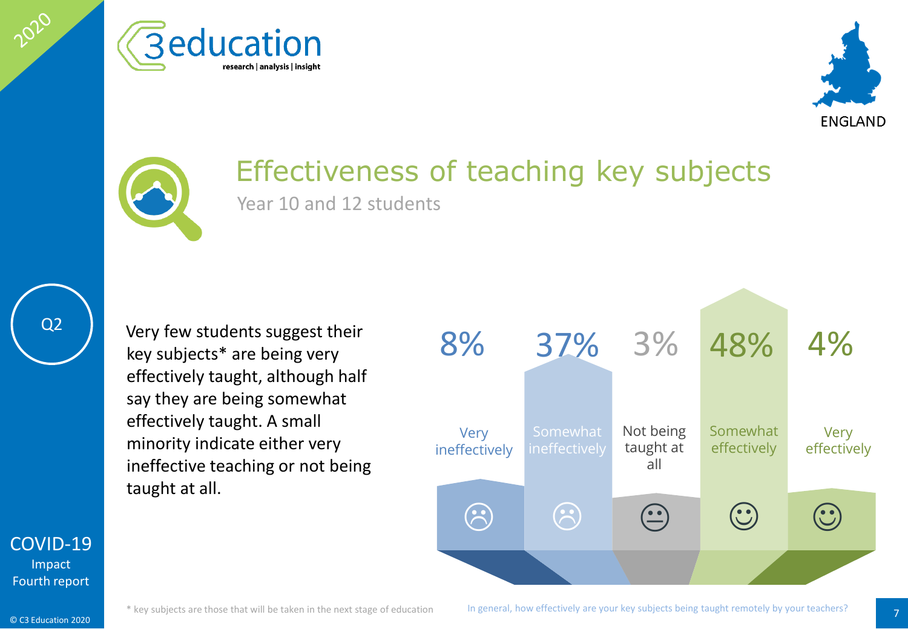# Effectiveness of teaching key subjects

Year 10 and 12 students

Q2

Very few students suggest their key subjects* are being very effectively taught, although half say they are being somewhat effectively taught. A small minority indicate either very ineffective teaching or not being taught at all.

| Very ineffectively | Somewhat ineffectively | Not being taught at all | Somewhat effectively | Very effectively |
|---|---|---|---|---|
| 8% | 37% | 3% | 48% | 4% |

\* key subjects are those that will be taken in the next stage of education

In general, how effectively are your key subjects being taught remotely by your teachers?

COVID-19 Impact Fourth report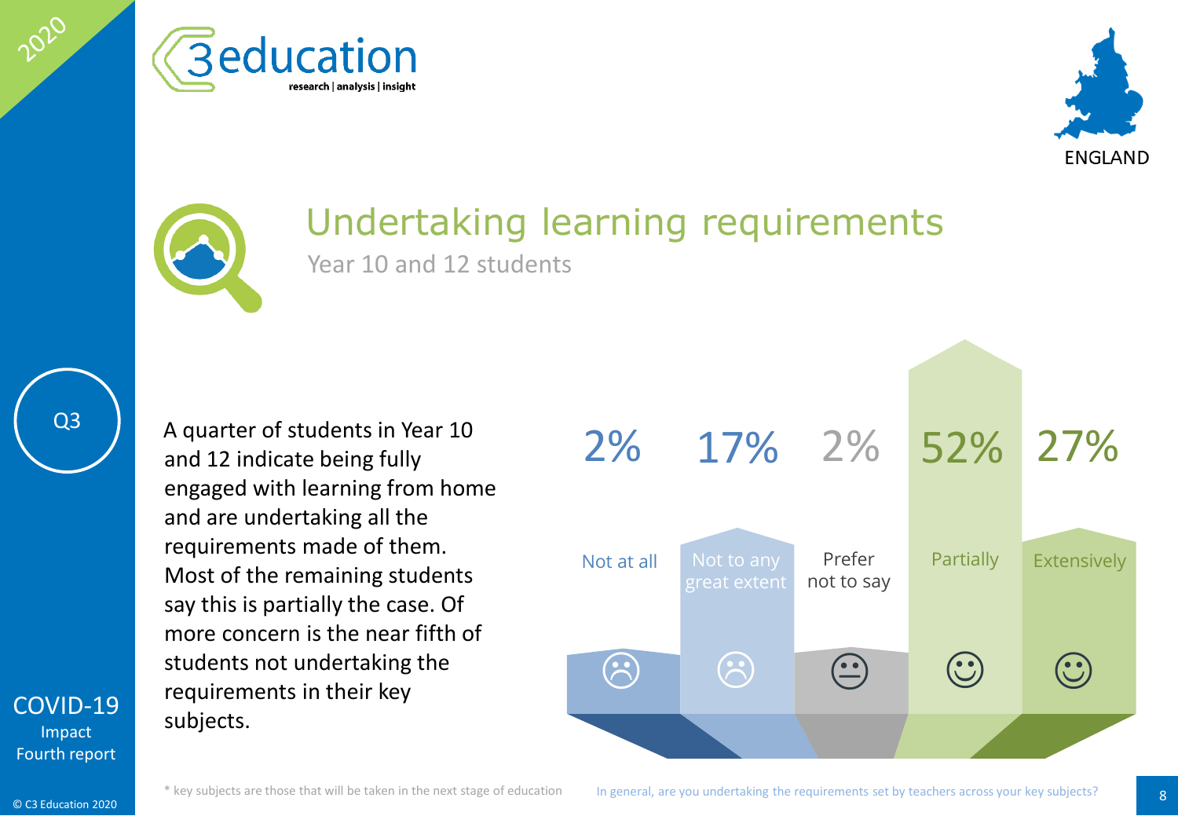# Undertaking learning requirements

## Year 10 and 12 students

Q3

A quarter of students in Year 10 and 12 indicate being fully engaged with learning from home and are undertaking all the requirements made of them. Most of the remaining students say this is partially the case. Of more concern is the near fifth of students not undertaking the requirements in their key subjects.

| Not at all | Not to any great extent | Prefer not to say | Partially | Extensively |
|---|---|---|---|---|
| 2% | 17% | 2% | 52% | 27% |

\* key subjects are those that will be taken in the next stage of education

In general, are you undertaking the requirements set by teachers across your key subjects?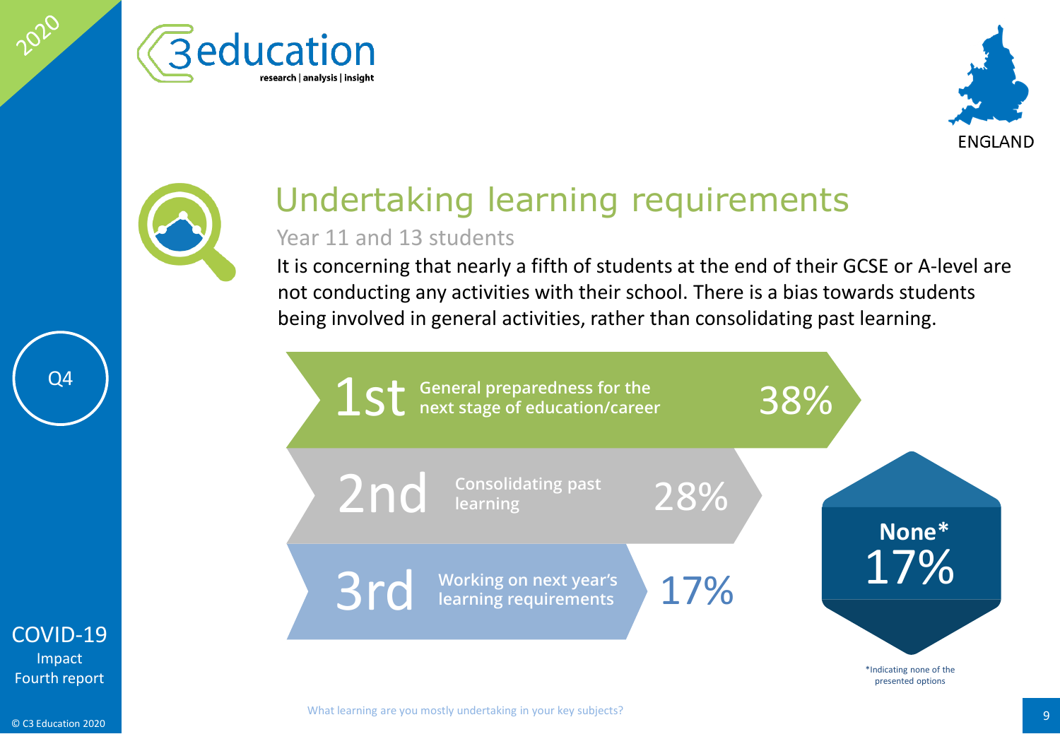# Undertaking learning requirements

## Year 11 and 13 students

It is concerning that nearly a fifth of students at the end of their GCSE or A-level are not conducting any activities with their school. There is a bias towards students being involved in general activities, rather than consolidating past learning.

| Rank | Activity | Percentage |
|---|---|---|
| 1st | General preparedness for the next stage of education/career | 38% |
| 2nd | Consolidating past learning | 28% |
| 3rd | Working on next year's learning requirements | 17% |

**None*** 17%

*Indicating none of the presented options

What learning are you mostly undertaking in your key subjects?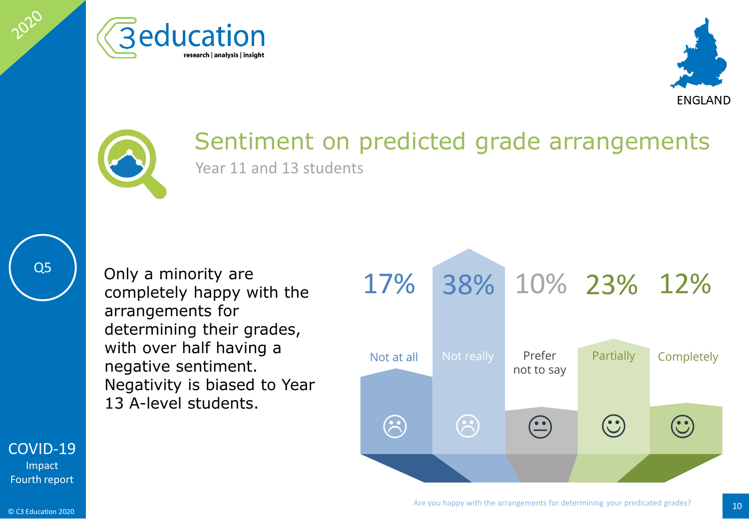# Sentiment on predicted grade arrangements

Year 11 and 13 students

Q5

Only a minority are completely happy with the arrangements for determining their grades, with over half having a negative sentiment. Negativity is biased to Year 13 A-level students.

| Not at all | Not really | Prefer not to say | Partially | Completely |
|---|---|---|---|---|
| 17% | 38% | 10% | 23% | 12% |

Are you happy with the arrangements for determining your predicated grades?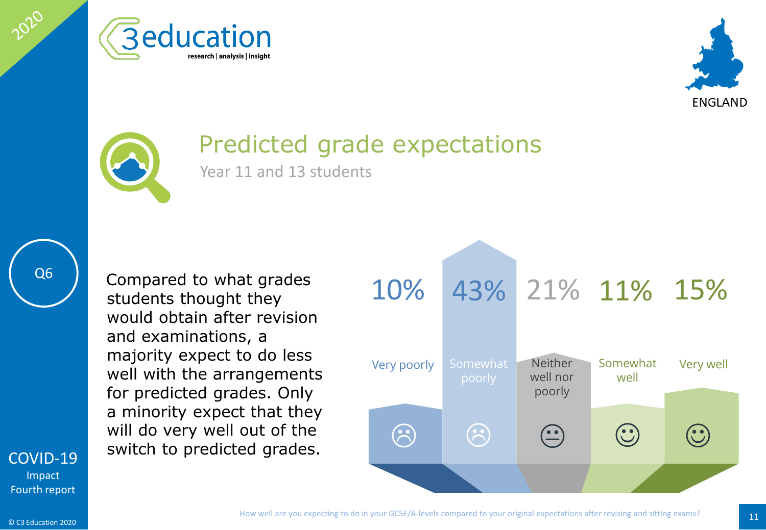# Predicted grade expectations

## Year 11 and 13 students

Q6

Compared to what grades students thought they would obtain after revision and examinations, a majority expect to do less well with the arrangements for predicted grades. Only a minority expect that they will do very well out of the switch to predicted grades.

| Very poorly | Somewhat poorly | Neither well nor poorly | Somewhat well | Very well |
|---|---|---|---|---|
| 10% | 43% | 21% | 11% | 15% |

How well are you expecting to do in your GCSE/A-levels compared to your original expectations after revising and sitting exams?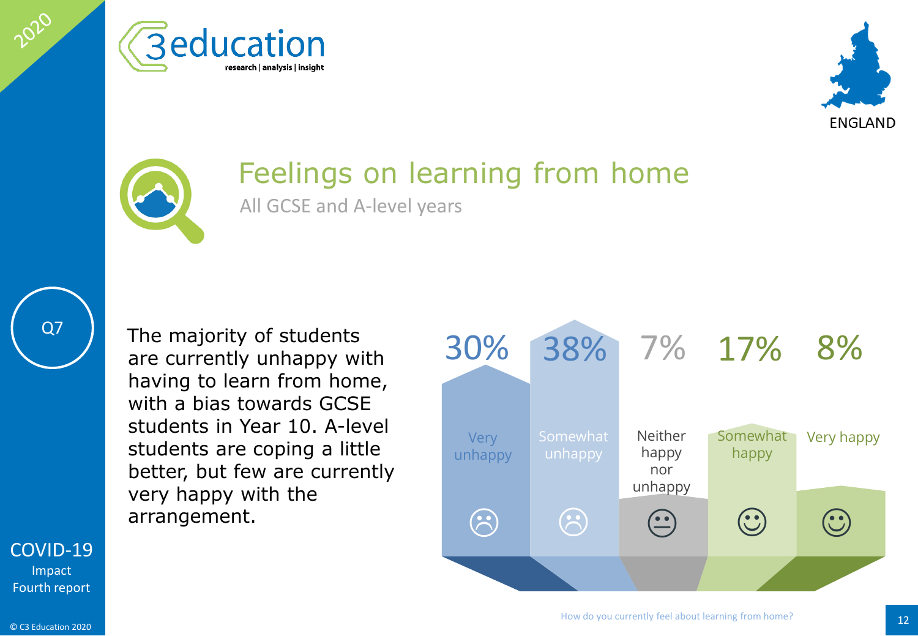# Feelings on learning from home

All GCSE and A-level years

Q7

The majority of students are currently unhappy with having to learn from home, with a bias towards GCSE students in Year 10. A-level students are coping a little better, but few are currently very happy with the arrangement.

| Very unhappy | Somewhat unhappy | Neither happy nor unhappy | Somewhat happy | Very happy |
|---|---|---|---|---|
| 30% | 38% | 7% | 17% | 8% |

How do you currently feel about learning from home?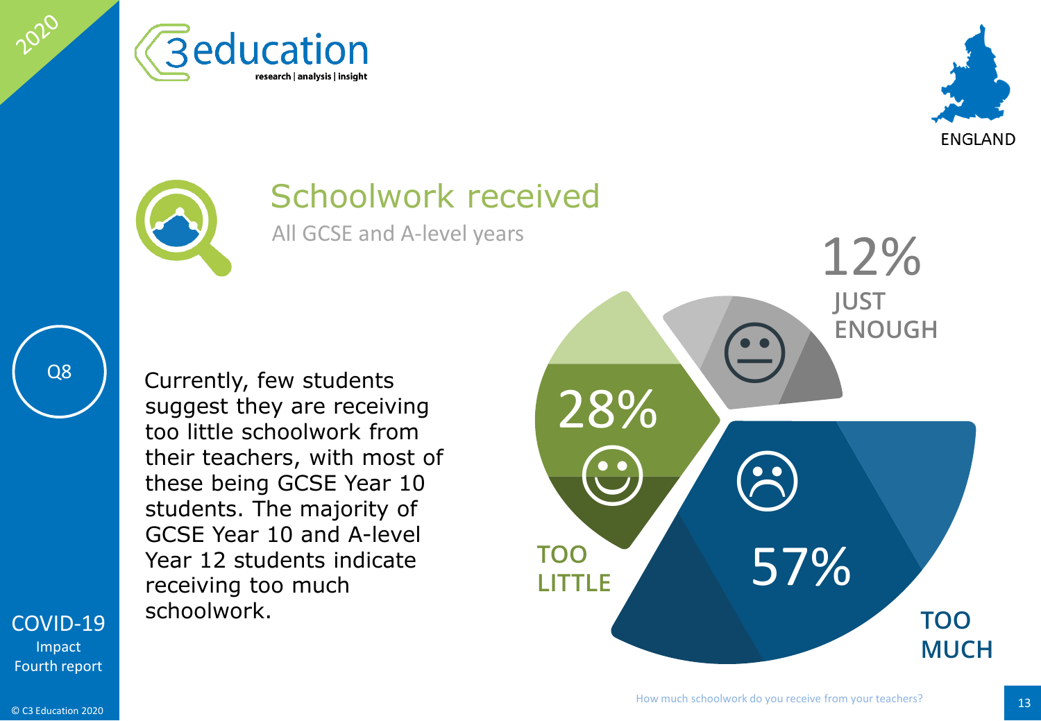# Schoolwork received

All GCSE and A-level years

Q8

Currently, few students suggest they are receiving too little schoolwork from their teachers, with most of these being GCSE Year 10 students. The majority of GCSE Year 10 and A-level Year 12 students indicate receiving too much schoolwork.

12% JUST ENOUGH

28% TOO LITTLE

57% TOO MUCH

How much schoolwork do you receive from your teachers?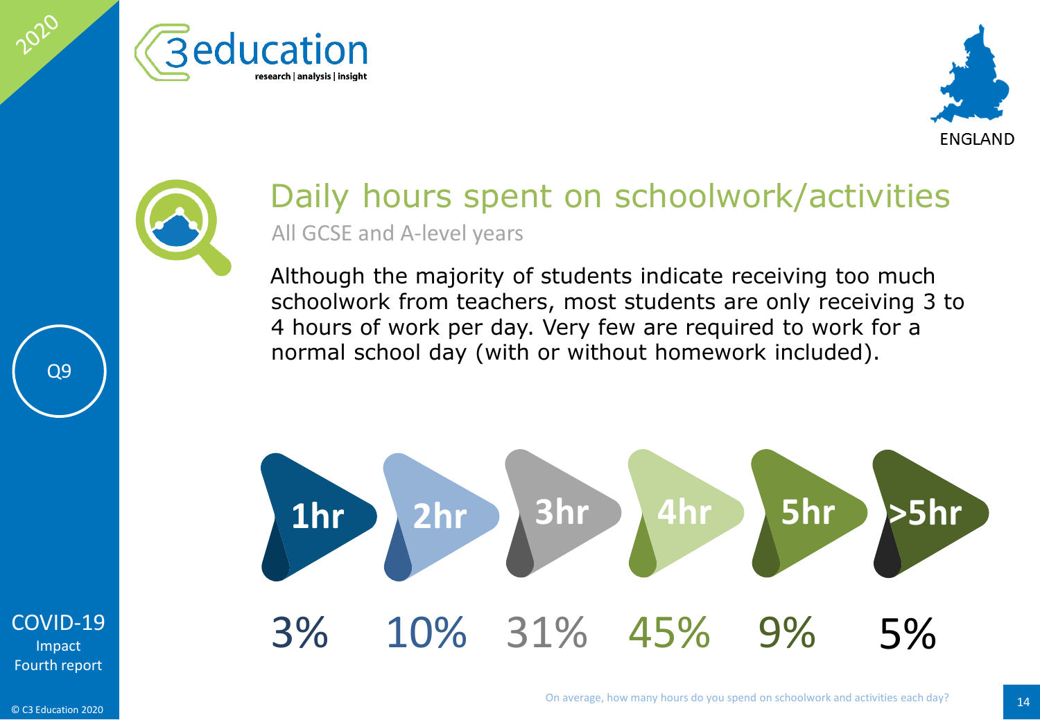# Daily hours spent on schoolwork/activities

All GCSE and A-level years

Although the majority of students indicate receiving too much schoolwork from teachers, most students are only receiving 3 to 4 hours of work per day. Very few are required to work for a normal school day (with or without homework included).

| 1hr | 2hr | 3hr | 4hr | 5hr | >5hr |
|---|---|---|---|---|---|
| 3% | 10% | 31% | 45% | 9% | 5% |

On average, how many hours do you spend on schoolwork and activities each day?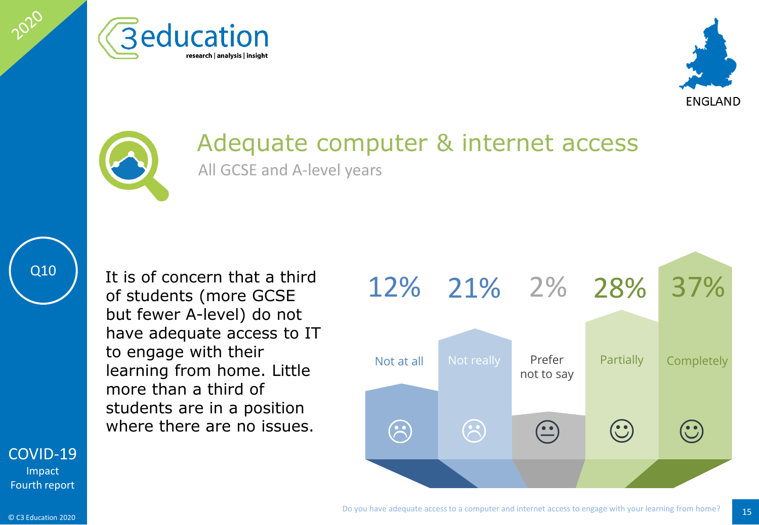# Adequate computer & internet access

All GCSE and A-level years

Q10

It is of concern that a third of students (more GCSE but fewer A-level) do not have adequate access to IT to engage with their learning from home. Little more than a third of students are in a position where there are no issues.

| Not at all | Not really | Prefer not to say | Partially | Completely |
|---|---|---|---|---|
| 12% | 21% | 2% | 28% | 37% |

Do you have adequate access to a computer and internet access to engage with your learning from home?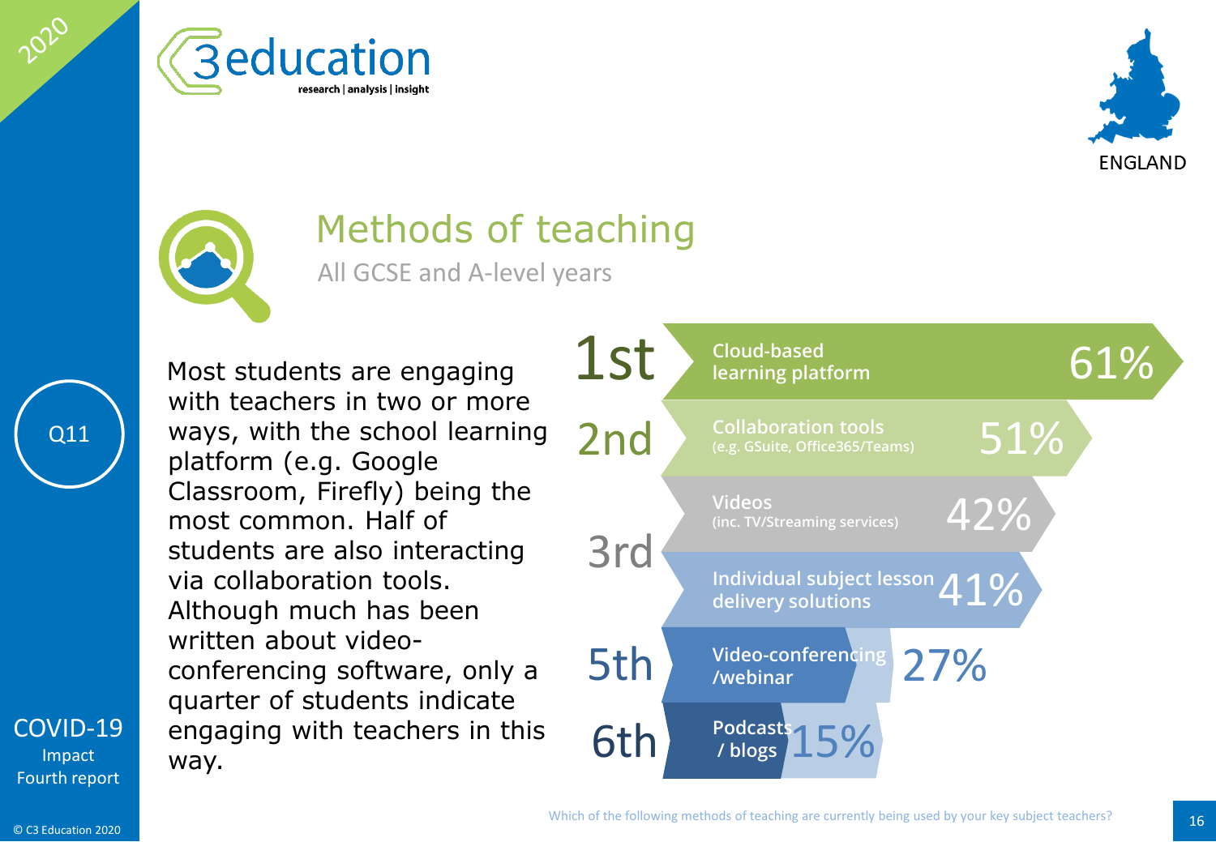# Methods of teaching

All GCSE and A-level years

Q11

Most students are engaging with teachers in two or more ways, with the school learning platform (e.g. Google Classroom, Firefly) being the most common. Half of students are also interacting via collaboration tools. Although much has been written about video-conferencing software, only a quarter of students indicate engaging with teachers in this way.

| Rank | Method | % |
|---|---|---|
| 1st | Cloud-based learning platform | 61% |
| 2nd | Collaboration tools (e.g. GSuite, Office365/Teams) | 51% |
| 3rd | Videos (inc. TV/Streaming services) | 42% |
| 3rd | Individual subject lesson delivery solutions | 41% |
| 5th | Video-conferencing /webinar | 27% |
| 6th | Podcasts / blogs | 15% |

Which of the following methods of teaching are currently being used by your key subject teachers?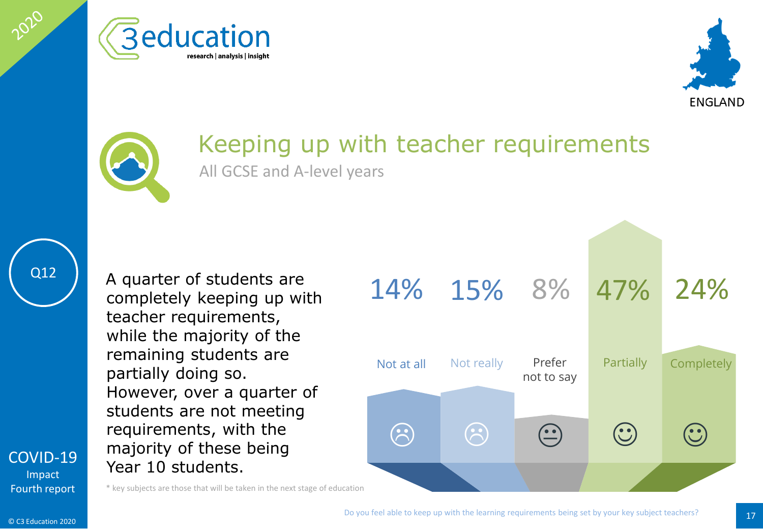# Keeping up with teacher requirements

## All GCSE and A-level years

Q12

A quarter of students are completely keeping up with teacher requirements, while the majority of the remaining students are partially doing so. However, over a quarter of students are not meeting requirements, with the majority of these being Year 10 students.

| Not at all | Not really | Prefer not to say | Partially | Completely |
|---|---|---|---|---|
| 14% | 15% | 8% | 47% | 24% |

\* key subjects are those that will be taken in the next stage of education

Do you feel able to keep up with the learning requirements being set by your key subject teachers?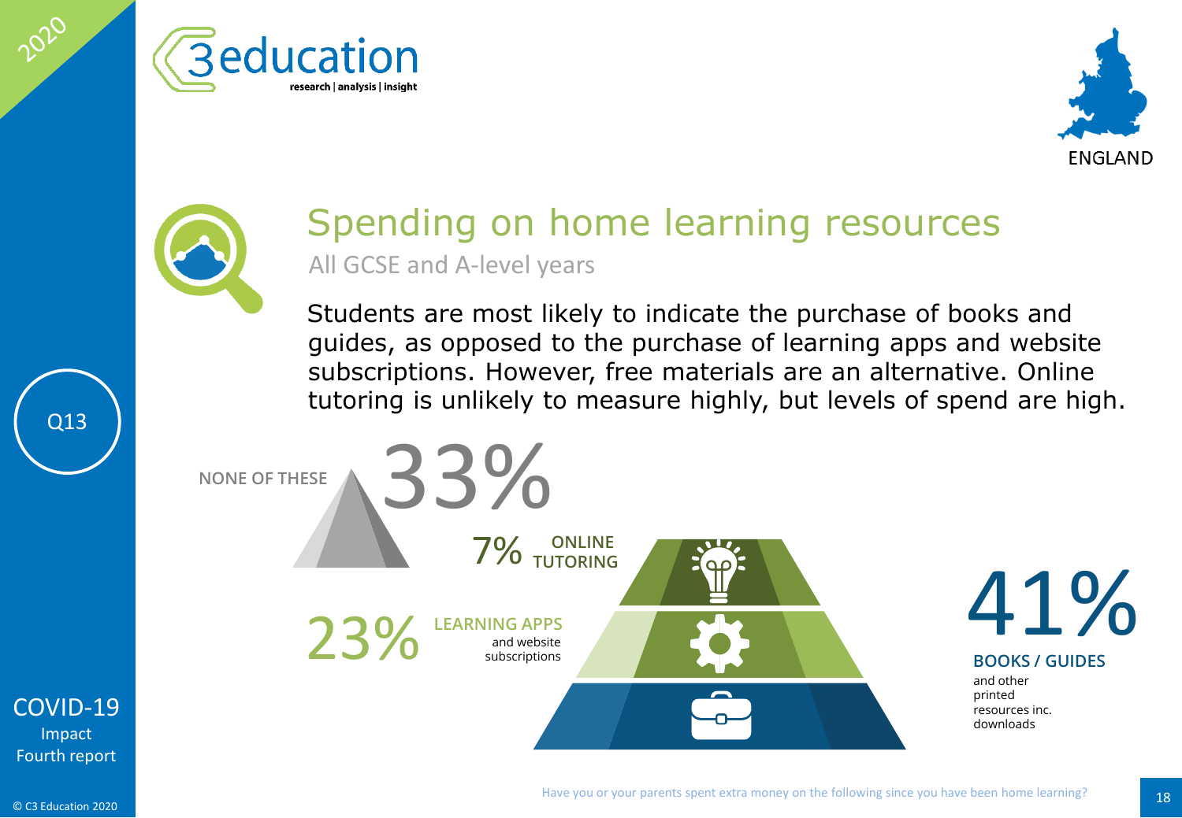# Spending on home learning resources

All GCSE and A-level years

Students are most likely to indicate the purchase of books and guides, as opposed to the purchase of learning apps and website subscriptions. However, free materials are an alternative. Online tutoring is unlikely to measure highly, but levels of spend are high.

NONE OF THESE 33%

7% ONLINE TUTORING

23% LEARNING APPS and website subscriptions

41% BOOKS / GUIDES and other printed resources inc. downloads

Have you or your parents spent extra money on the following since you have been home learning?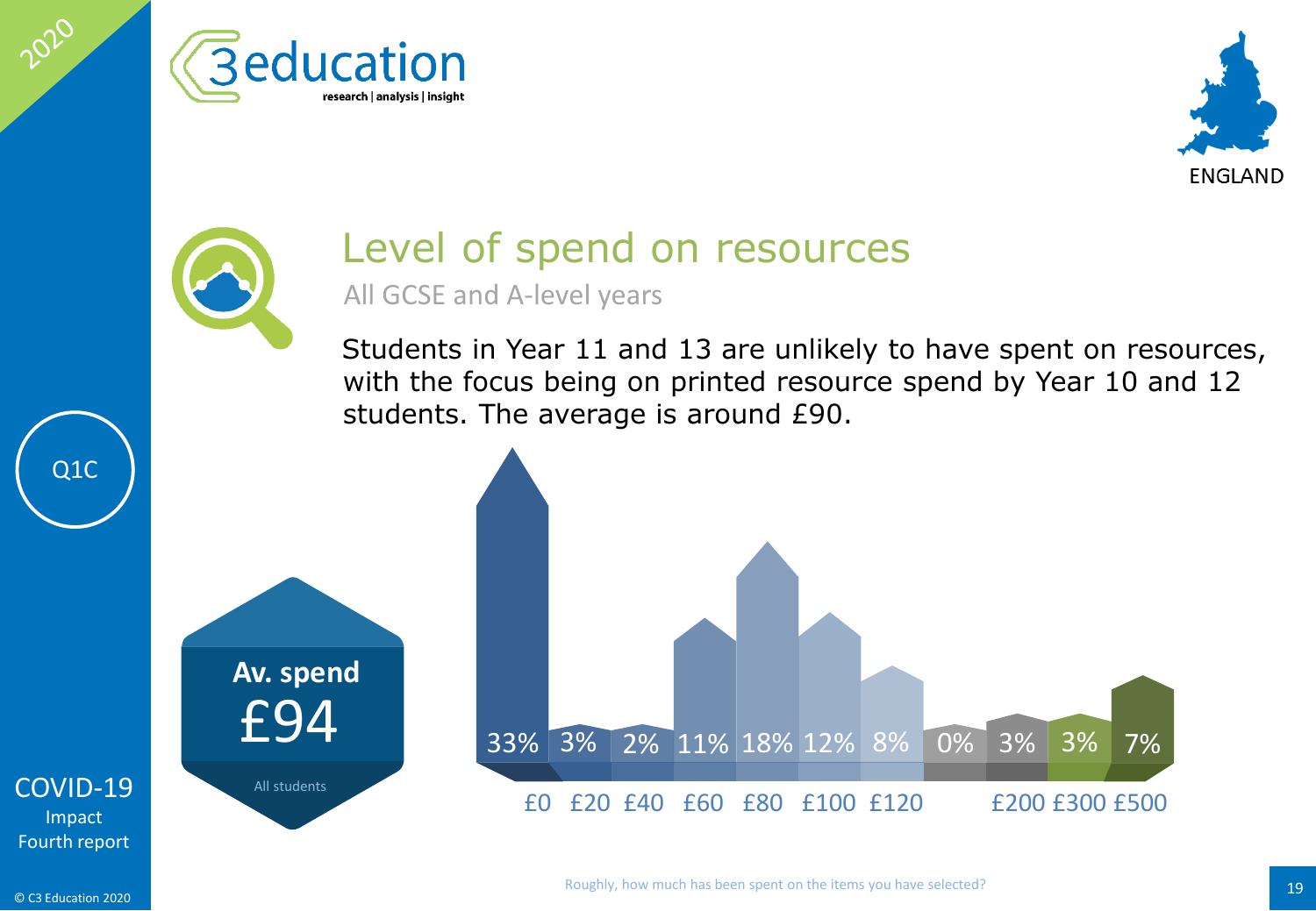2020

C3 education
research | analysis | insight

ENGLAND

# Level of spend on resources

All GCSE and A-level years

Students in Year 11 and 13 are unlikely to have spent on resources, with the focus being on printed resource spend by Year 10 and 12 students. The average is around £90.

Q1C

**Av. spend**
£94
All students

| £0 | £20 | £40 | £60 | £80 | £100 | £120 | | £200 | £300 | £500 |
|---|---|---|---|---|---|---|---|---|---|---|
| 33% | 3% | 2% | 11% | 18% | 12% | 8% | 0% | 3% | 3% | 7% |

COVID-19
Impact
Fourth report

Roughly, how much has been spent on the items you have selected?

© C3 Education 2020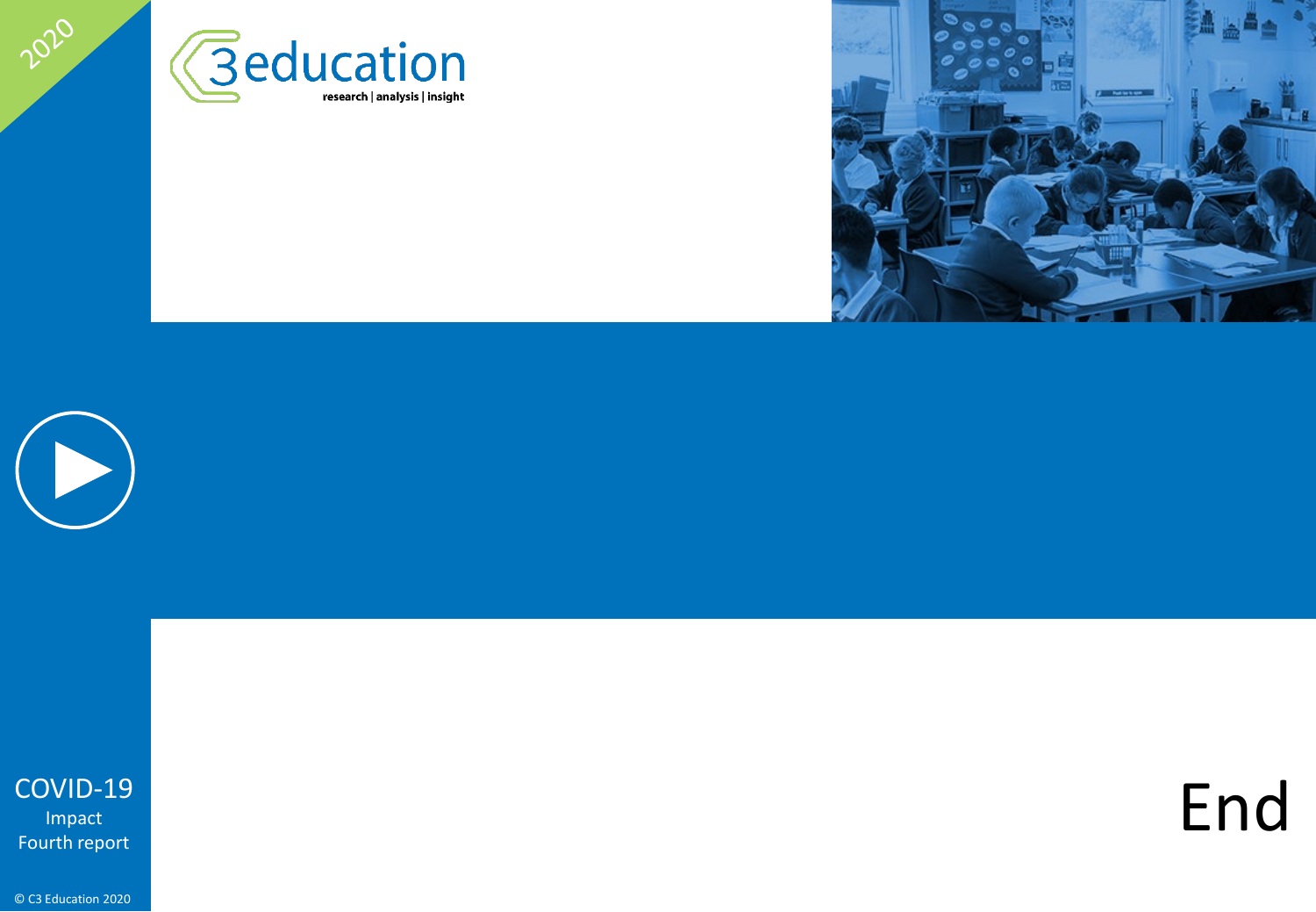2020

C3 education
research | analysis | insight

COVID-19
Impact
Fourth report

© C3 Education 2020

# End